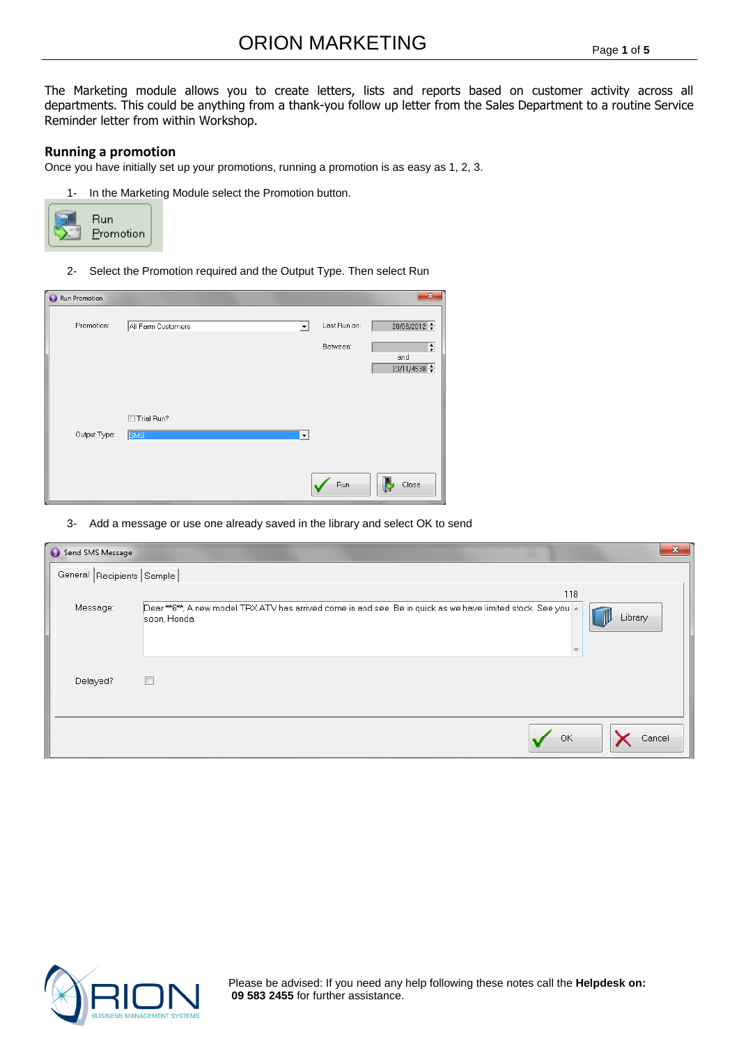# ORION MARKETING

The Marketing module allows you to create letters, lists and reports based on customer activity across all departments. This could be anything from a thank-you follow up letter from the Sales Department to a routine Service Reminder letter from within Workshop.

## Running a promotion

Once you have initially set up your promotions, running a promotion is as easy as 1, 2, 3.

1- In the Marketing Module select the Promotion button.

2- Select the Promotion required and the Output Type. Then select Run

3- Add a message or use one already saved in the library and select OK to send

Please be advised: If you need any help following these notes call the **Helpdesk on: 09 583 2455** for further assistance.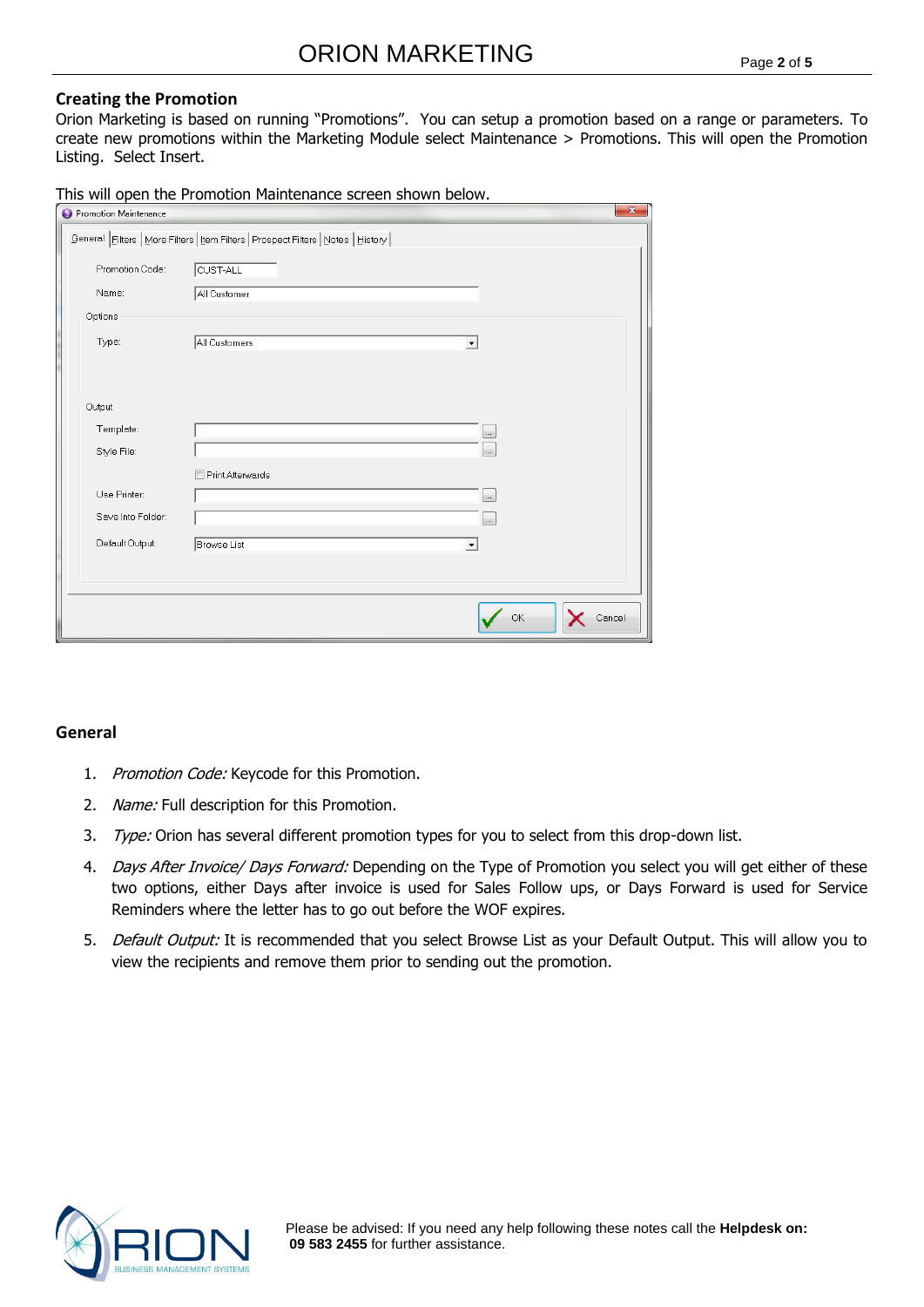## Creating the Promotion

Orion Marketing is based on running "Promotions". You can setup a promotion based on a range or parameters. To create new promotions within the Marketing Module select Maintenance > Promotions. This will open the Promotion Listing. Select Insert.

This will open the Promotion Maintenance screen shown below.

## General

1. *Promotion Code:* Keycode for this Promotion.
2. *Name:* Full description for this Promotion.
3. *Type:* Orion has several different promotion types for you to select from this drop-down list.
4. *Days After Invoice/ Days Forward:* Depending on the Type of Promotion you select you will get either of these two options, either Days after invoice is used for Sales Follow ups, or Days Forward is used for Service Reminders where the letter has to go out before the WOF expires.
5. *Default Output:* It is recommended that you select Browse List as your Default Output. This will allow you to view the recipients and remove them prior to sending out the promotion.

Please be advised: If you need any help following these notes call the **Helpdesk on: 09 583 2455** for further assistance.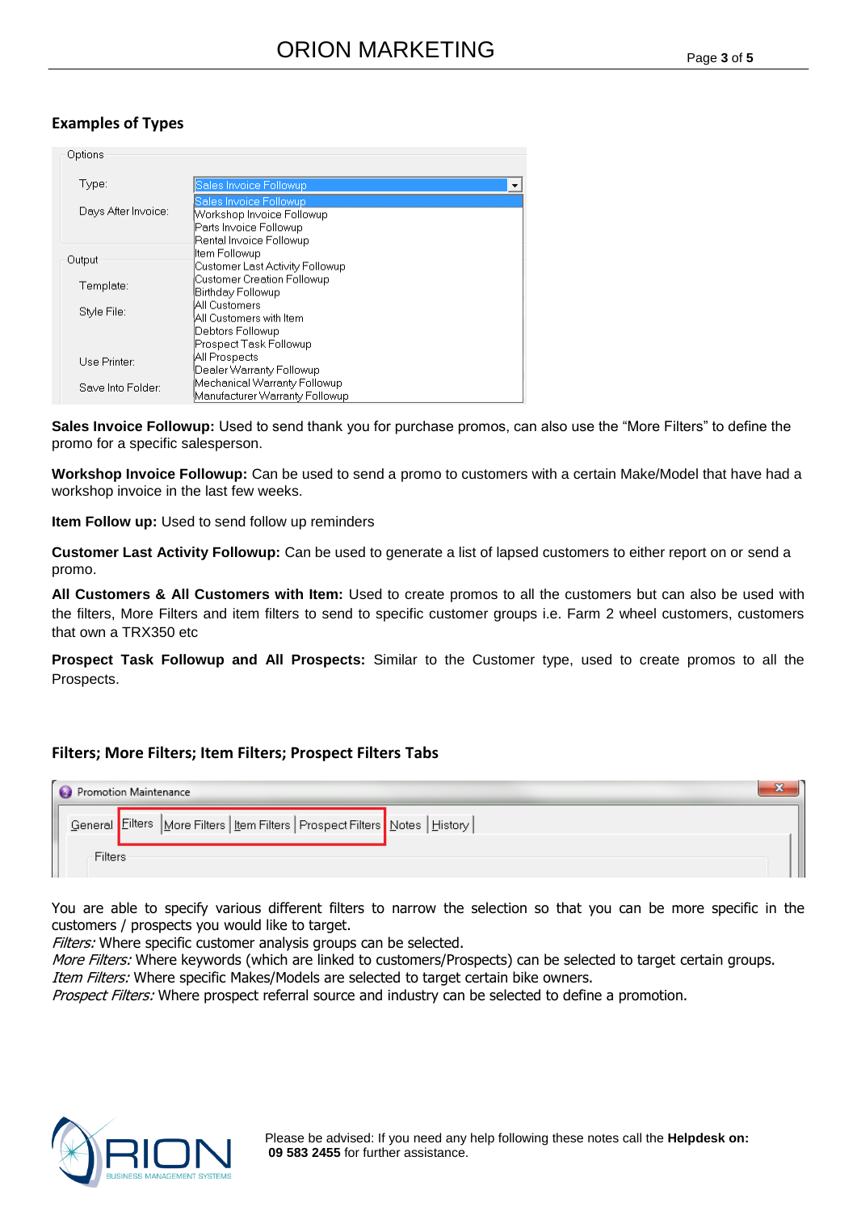### Examples of Types

Options

Type: Sales Invoice Followup

Days After Invoice:

- Sales Invoice Followup
- Workshop Invoice Followup
- Parts Invoice Followup
- Rental Invoice Followup
- Item Followup
- Customer Last Activity Followup
- Customer Creation Followup
- Birthday Followup
- All Customers
- All Customers with Item
- Debtors Followup
- Prospect Task Followup
- All Prospects
- Dealer Warranty Followup
- Mechanical Warranty Followup
- Manufacturer Warranty Followup

Output

Template:

Style File:

Use Printer:

Save Into Folder:

**Sales Invoice Followup:** Used to send thank you for purchase promos, can also use the "More Filters" to define the promo for a specific salesperson.

**Workshop Invoice Followup:** Can be used to send a promo to customers with a certain Make/Model that have had a workshop invoice in the last few weeks.

**Item Follow up:** Used to send follow up reminders

**Customer Last Activity Followup:** Can be used to generate a list of lapsed customers to either report on or send a promo.

**All Customers & All Customers with Item:** Used to create promos to all the customers but can also be used with the filters, More Filters and item filters to send to specific customer groups i.e. Farm 2 wheel customers, customers that own a TRX350 etc

**Prospect Task Followup and All Prospects:** Similar to the Customer type, used to create promos to all the Prospects.

### Filters; More Filters; Item Filters; Prospect Filters Tabs

Promotion Maintenance

General | Filters | More Filters | Item Filters | Prospect Filters | Notes | History

Filters

You are able to specify various different filters to narrow the selection so that you can be more specific in the customers / prospects you would like to target.
*Filters:* Where specific customer analysis groups can be selected.
*More Filters:* Where keywords (which are linked to customers/Prospects) can be selected to target certain groups.
*Item Filters:* Where specific Makes/Models are selected to target certain bike owners.
*Prospect Filters:* Where prospect referral source and industry can be selected to define a promotion.

Please be advised: If you need any help following these notes call the **Helpdesk on: 09 583 2455** for further assistance.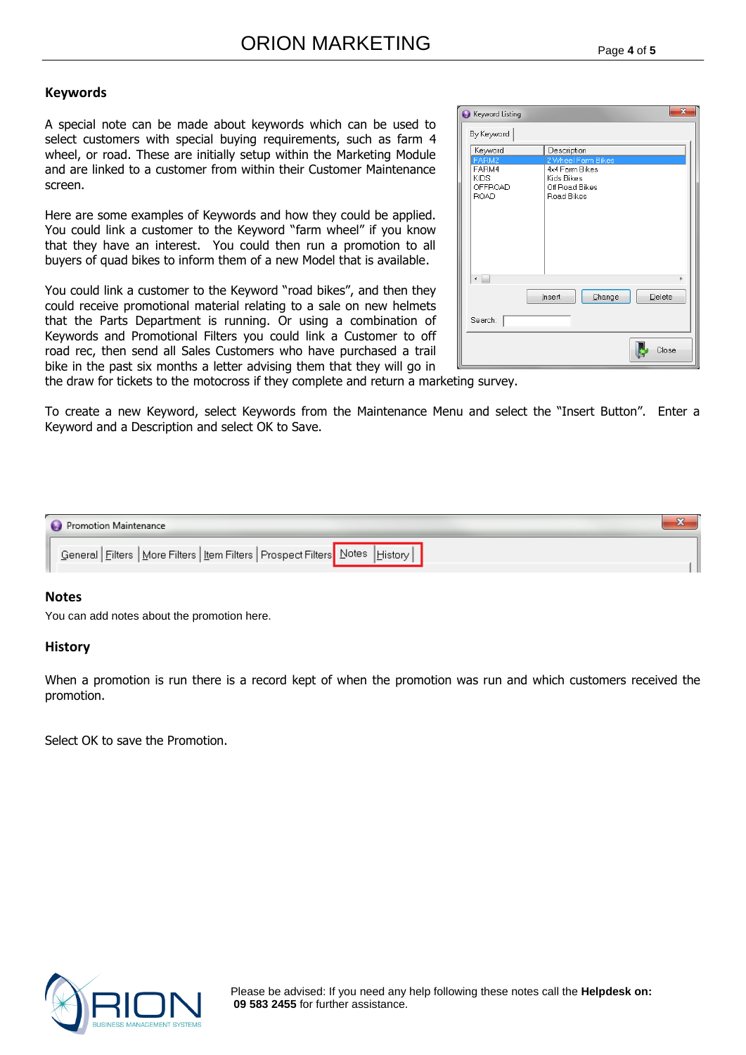## Keywords

A special note can be made about keywords which can be used to select customers with special buying requirements, such as farm 4 wheel, or road. These are initially setup within the Marketing Module and are linked to a customer from within their Customer Maintenance screen.

Here are some examples of Keywords and how they could be applied. You could link a customer to the Keyword "farm wheel" if you know that they have an interest. You could then run a promotion to all buyers of quad bikes to inform them of a new Model that is available.

You could link a customer to the Keyword "road bikes", and then they could receive promotional material relating to a sale on new helmets that the Parts Department is running. Or using a combination of Keywords and Promotional Filters you could link a Customer to off road rec, then send all Sales Customers who have purchased a trail bike in the past six months a letter advising them that they will go in the draw for tickets to the motocross if they complete and return a marketing survey.

To create a new Keyword, select Keywords from the Maintenance Menu and select the "Insert Button". Enter a Keyword and a Description and select OK to Save.

## Notes

You can add notes about the promotion here.

## History

When a promotion is run there is a record kept of when the promotion was run and which customers received the promotion.

Select OK to save the Promotion.

Please be advised: If you need any help following these notes call the **Helpdesk on: 09 583 2455** for further assistance.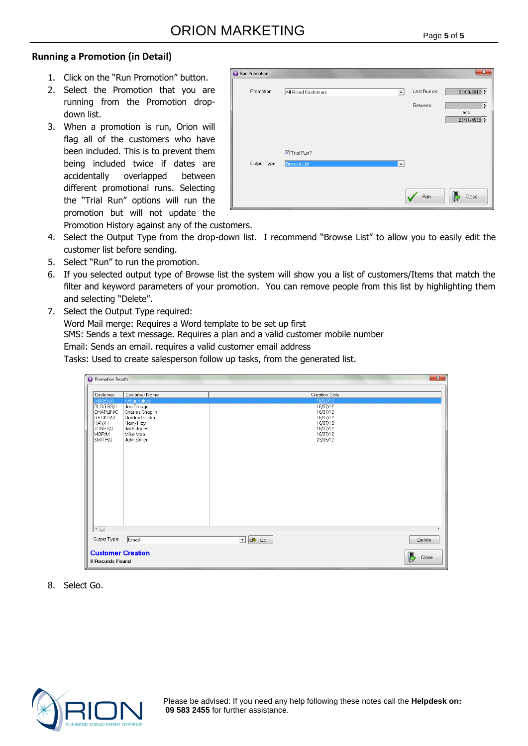## Running a Promotion (in Detail)

1. Click on the "Run Promotion" button.
2. Select the Promotion that you are running from the Promotion drop-down list.
3. When a promotion is run, Orion will flag all of the customers who have been included. This is to prevent them being included twice if dates are accidentally overlapped between different promotional runs. Selecting the "Trial Run" options will run the promotion but will not update the Promotion History against any of the customers.
4. Select the Output Type from the drop-down list. I recommend "Browse List" to allow you to easily edit the customer list before sending.
5. Select "Run" to run the promotion.
6. If you selected output type of Browse list the system will show you a list of customers/Items that match the filter and keyword parameters of your promotion. You can remove people from this list by highlighting them and selecting "Delete".
7. Select the Output Type required:
   Word Mail merge: Requires a Word template to be set up first
   SMS: Sends a text message. Requires a plan and a valid customer mobile number
   Email: Sends an email. requires a valid customer email address
   Tasks: Used to create salesperson follow up tasks, from the generated list.
8. Select Go.

Please be advised: If you need any help following these notes call the **Helpdesk on: 09 583 2455** for further assistance.